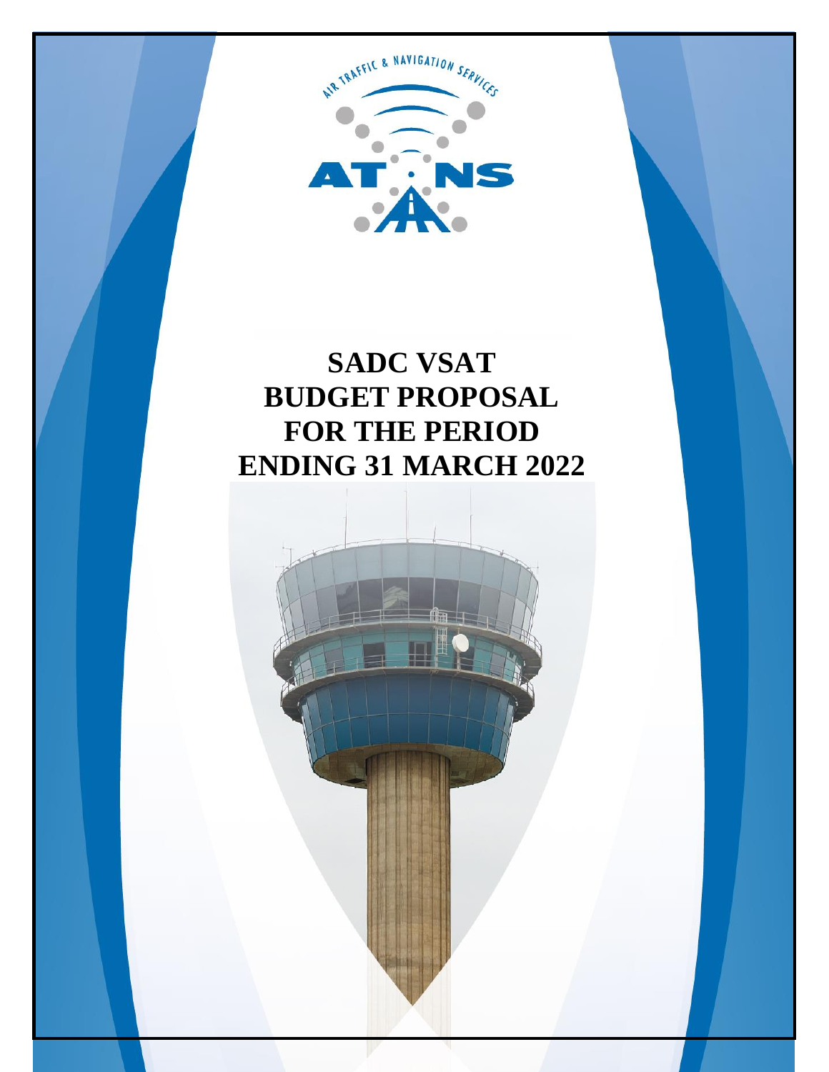AIR TRAFFIC & NAVIGATION SERVICES

ATNS

# SADC VSAT BUDGET PROPOSAL FOR THE PERIOD ENDING 31 MARCH 2022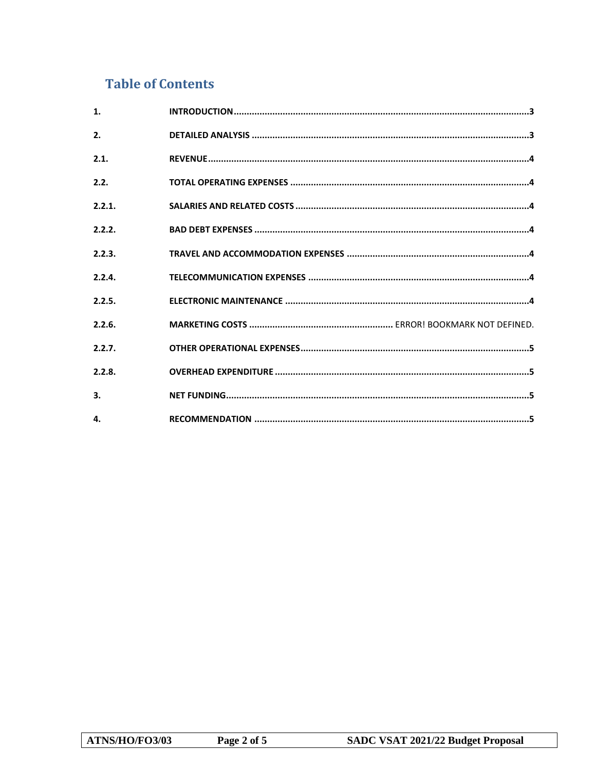# Table of Contents

| | | |
|---|---|---|
| **1.** | **INTRODUCTION** | **3** |
| **2.** | **DETAILED ANALYSIS** | **3** |
| **2.1.** | **REVENUE** | **4** |
| **2.2.** | **TOTAL OPERATING EXPENSES** | **4** |
| **2.2.1.** | **SALARIES AND RELATED COSTS** | **4** |
| **2.2.2.** | **BAD DEBT EXPENSES** | **4** |
| **2.2.3.** | **TRAVEL AND ACCOMMODATION EXPENSES** | **4** |
| **2.2.4.** | **TELECOMMUNICATION EXPENSES** | **4** |
| **2.2.5.** | **ELECTRONIC MAINTENANCE** | **4** |
| **2.2.6.** | **MARKETING COSTS** | ERROR! BOOKMARK NOT DEFINED. |
| **2.2.7.** | **OTHER OPERATIONAL EXPENSES** | **5** |
| **2.2.8.** | **OVERHEAD EXPENDITURE** | **5** |
| **3.** | **NET FUNDING** | **5** |
| **4.** | **RECOMMENDATION** | **5** |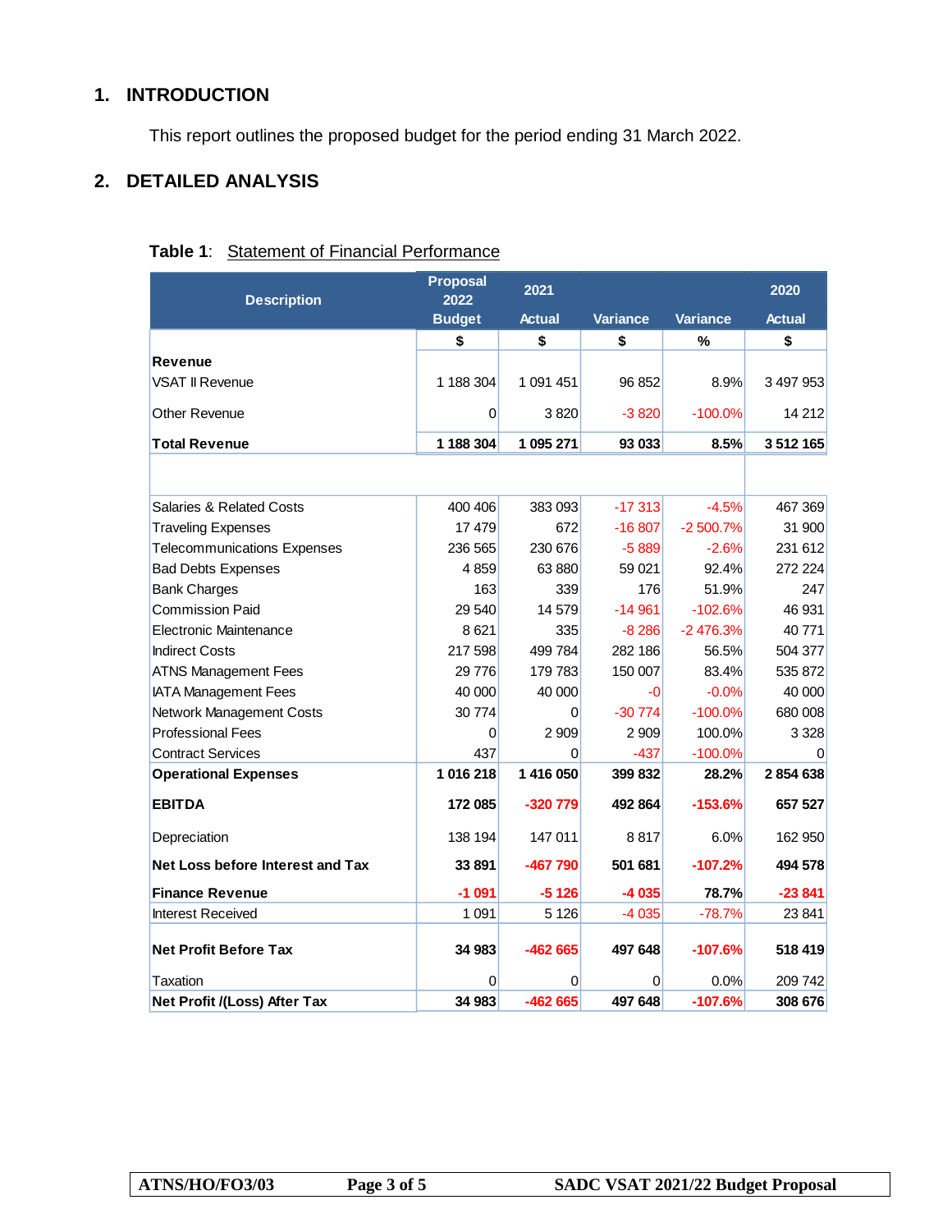## 1. INTRODUCTION

This report outlines the proposed budget for the period ending 31 March 2022.

## 2. DETAILED ANALYSIS

**Table 1**: Statement of Financial Performance

| Description | Proposal 2022 Budget | 2021 Actual | Variance | Variance | 2020 Actual |
|---|---|---|---|---|---|
| | $ | $ | $ | % | $ |
| **Revenue** | | | | | |
| VSAT II Revenue | 1 188 304 | 1 091 451 | 96 852 | 8.9% | 3 497 953 |
| Other Revenue | 0 | 3 820 | -3 820 | -100.0% | 14 212 |
| **Total Revenue** | **1 188 304** | **1 095 271** | **93 033** | **8.5%** | **3 512 165** |
| | | | | | |
| Salaries & Related Costs | 400 406 | 383 093 | -17 313 | -4.5% | 467 369 |
| Traveling Expenses | 17 479 | 672 | -16 807 | -2 500.7% | 31 900 |
| Telecommunications Expenses | 236 565 | 230 676 | -5 889 | -2.6% | 231 612 |
| Bad Debts Expenses | 4 859 | 63 880 | 59 021 | 92.4% | 272 224 |
| Bank Charges | 163 | 339 | 176 | 51.9% | 247 |
| Commission Paid | 29 540 | 14 579 | -14 961 | -102.6% | 46 931 |
| Electronic Maintenance | 8 621 | 335 | -8 286 | -2 476.3% | 40 771 |
| Indirect Costs | 217 598 | 499 784 | 282 186 | 56.5% | 504 377 |
| ATNS Management Fees | 29 776 | 179 783 | 150 007 | 83.4% | 535 872 |
| IATA Management Fees | 40 000 | 40 000 | -0 | -0.0% | 40 000 |
| Network Management Costs | 30 774 | 0 | -30 774 | -100.0% | 680 008 |
| Professional Fees | 0 | 2 909 | 2 909 | 100.0% | 3 328 |
| Contract Services | 437 | 0 | -437 | -100.0% | 0 |
| **Operational Expenses** | **1 016 218** | **1 416 050** | **399 832** | **28.2%** | **2 854 638** |
| **EBITDA** | **172 085** | **-320 779** | **492 864** | **-153.6%** | **657 527** |
| Depreciation | 138 194 | 147 011 | 8 817 | 6.0% | 162 950 |
| **Net Loss before Interest and Tax** | **33 891** | **-467 790** | **501 681** | **-107.2%** | **494 578** |
| **Finance Revenue** | **-1 091** | **-5 126** | **-4 035** | **78.7%** | **-23 841** |
| Interest Received | 1 091 | 5 126 | -4 035 | -78.7% | 23 841 |
| **Net Profit Before Tax** | **34 983** | **-462 665** | **497 648** | **-107.6%** | **518 419** |
| Taxation | 0 | 0 | 0 | 0.0% | 209 742 |
| **Net Profit /(Loss) After Tax** | **34 983** | **-462 665** | **497 648** | **-107.6%** | **308 676** |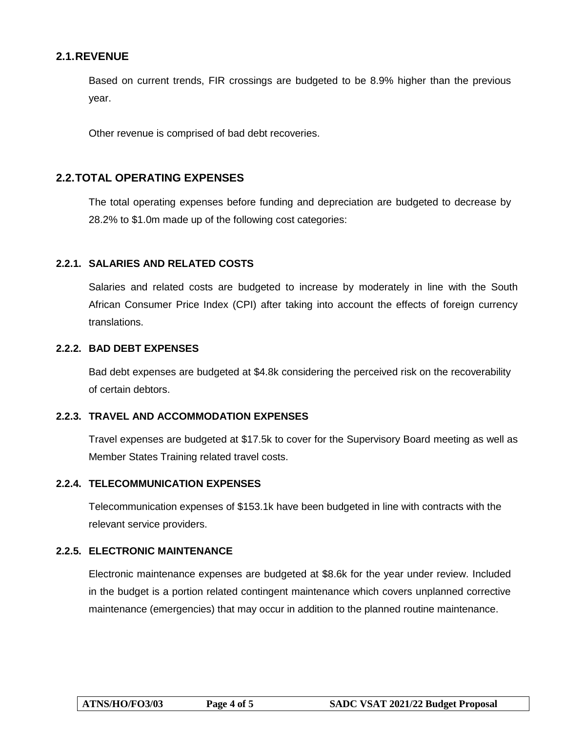## 2.1. REVENUE

Based on current trends, FIR crossings are budgeted to be 8.9% higher than the previous year.

Other revenue is comprised of bad debt recoveries.

## 2.2. TOTAL OPERATING EXPENSES

The total operating expenses before funding and depreciation are budgeted to decrease by 28.2% to $1.0m made up of the following cost categories:

### 2.2.1. SALARIES AND RELATED COSTS

Salaries and related costs are budgeted to increase by moderately in line with the South African Consumer Price Index (CPI) after taking into account the effects of foreign currency translations.

### 2.2.2. BAD DEBT EXPENSES

Bad debt expenses are budgeted at $4.8k considering the perceived risk on the recoverability of certain debtors.

### 2.2.3. TRAVEL AND ACCOMMODATION EXPENSES

Travel expenses are budgeted at $17.5k to cover for the Supervisory Board meeting as well as Member States Training related travel costs.

### 2.2.4. TELECOMMUNICATION EXPENSES

Telecommunication expenses of $153.1k have been budgeted in line with contracts with the relevant service providers.

### 2.2.5. ELECTRONIC MAINTENANCE

Electronic maintenance expenses are budgeted at $8.6k for the year under review. Included in the budget is a portion related contingent maintenance which covers unplanned corrective maintenance (emergencies) that may occur in addition to the planned routine maintenance.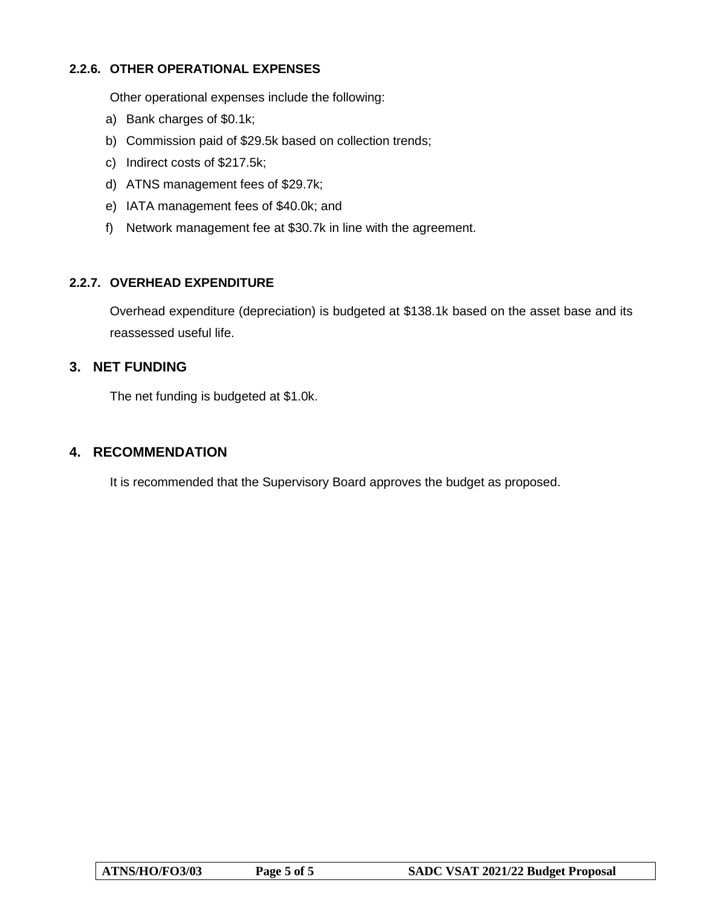#### 2.2.6. OTHER OPERATIONAL EXPENSES

Other operational expenses include the following:

a) Bank charges of $0.1k;
b) Commission paid of $29.5k based on collection trends;
c) Indirect costs of $217.5k;
d) ATNS management fees of $29.7k;
e) IATA management fees of $40.0k; and
f) Network management fee at $30.7k in line with the agreement.

#### 2.2.7. OVERHEAD EXPENDITURE

Overhead expenditure (depreciation) is budgeted at $138.1k based on the asset base and its reassessed useful life.

## 3. NET FUNDING

The net funding is budgeted at $1.0k.

## 4. RECOMMENDATION

It is recommended that the Supervisory Board approves the budget as proposed.